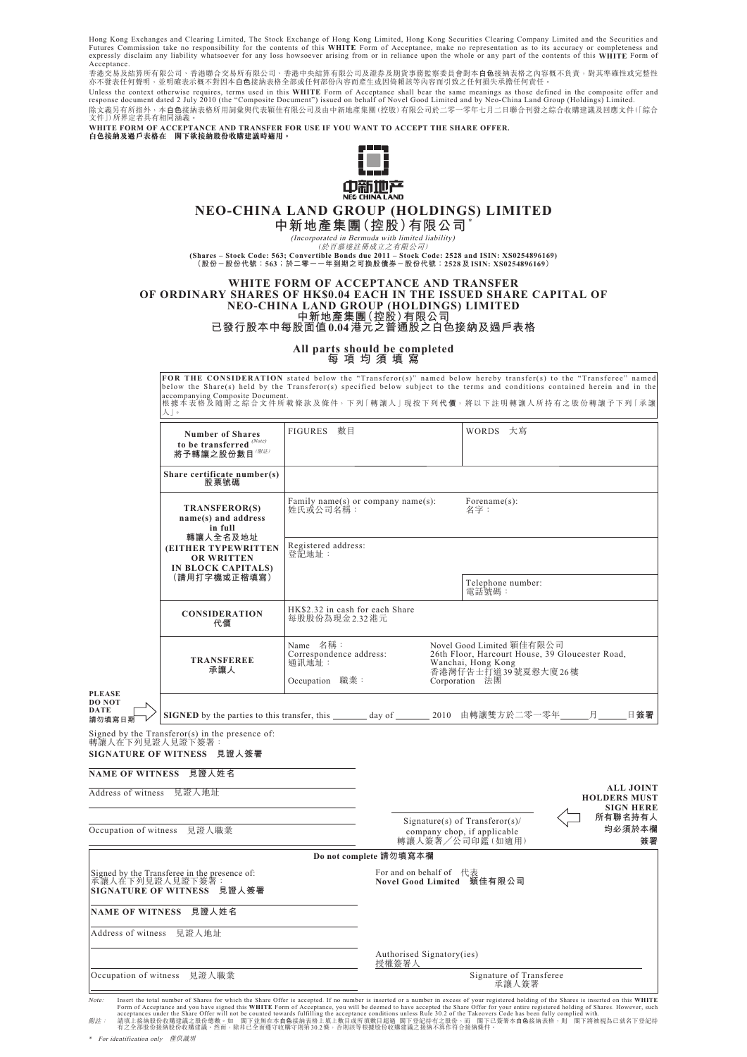Hong Kong Exchanges and Clearing Limited, The Stock Exchange of Hong Kong Limited, Hong Kong Securities Clearing Company Limited and the Securities and Futures Commission take no responsibility for the contents of this **WHITE** Form of Acceptance, make no representation as to its accuracy or completeness and expressly disclaim any liability whatsoever for any loss howsoever arising from or in reliance upon the whole or any part of the contents of this **WHITE** Form of Acceptance.

香港交易及結算所有限公司、香港聯合交易所有限公司、香港中央結算有限公司及證券及期貨事務監察委員會對本**白色**接納表格之內容概不負責，對其準確性或完整性亦不發表任何聲明，並明確表示概不對因本**白色**接納表格全部或任何部份內容而產生或因倚賴該等內容而引致之任何損失承擔任何責任。

Unless the context otherwise requires, terms used in this **WHITE** Form of Acceptance shall bear the same meanings as those defined in the composite offer and response document dated 2 July 2010 (the "Composite Document") issued on behalf of Novel Good Limited and by Neo-China Land Group (Holdings) Limited.

除文義另有所指外，本**白色**接納表格所用詞彙與代表穎佳有限公司及由中新地產集團(控股)有限公司於二零一零年七月二日聯合刊發之綜合收購建議及回應文件(「綜合文件」)所界定者具有相同涵義。

**WHITE FORM OF ACCEPTANCE AND TRANSFER FOR USE IF YOU WANT TO ACCEPT THE SHARE OFFER.**
**白色接納及過戶表格在 閣下欲接納股份收購建議時適用。**

中新地产
NEO CHINA LAND

# NEO-CHINA LAND GROUP (HOLDINGS) LIMITED
# 中新地產集團(控股)有限公司*

*(Incorporated in Bermuda with limited liability)*
*(於百慕達註冊成立之有限公司)*

**(Shares – Stock Code: 563; Convertible Bonds due 2011 – Stock Code: 2528 and ISIN: XS0254896169)**
**(股份－股份代號：563；於二零一一年到期之可換股債券－股份代號：2528及ISIN: XS0254896169)**

## WHITE FORM OF ACCEPTANCE AND TRANSFER OF ORDINARY SHARES OF HK$0.04 EACH IN THE ISSUED SHARE CAPITAL OF NEO-CHINA LAND GROUP (HOLDINGS) LIMITED
## 中新地產集團(控股)有限公司已發行股本中每股面值0.04港元之普通股之白色接納及過戶表格

**All parts should be completed**
**每 項 均 須 填 寫**

**FOR THE CONSIDERATION** stated below the "Transferor(s)" named below hereby transfer(s) to the "Transferee" named below the Share(s) held by the Transferor(s) specified below subject to the terms and conditions contained herein and in the accompanying Composite Document.
根據本表格及隨附之綜合文件所載條款及條件，下列「轉讓人」現按下列**代價**，將以下註明轉讓人所持有之股份轉讓予下列「承讓人」。

| | | |
|---|---|---|
| **Number of Shares to be transferred** (Note) **將予轉讓之股份數目**(附註) | FIGURES 數目 | WORDS 大寫 |
| **Share certificate number(s) 股票號碼** | | |
| **TRANSFEROR(S) name(s) and address in full 轉讓人全名及地址 (EITHER TYPEWRITTEN OR WRITTEN IN BLOCK CAPITALS) (請用打字機或正楷填寫)** | Family name(s) or company name(s): 姓氏或公司名稱： | Forename(s): 名字： |
| | Registered address: 登記地址： | |
| | | Telephone number: 電話號碼： |
| **CONSIDERATION 代價** | HK$2.32 in cash for each Share 每股股份為現金2.32港元 | |
| **TRANSFEREE 承讓人** | Name 名稱： Correspondence address: 通訊地址： Occupation 職業： | Novel Good Limited 穎佳有限公司 26th Floor, Harcourt House, 39 Gloucester Road, Wanchai, Hong Kong 香港灣仔告士打道39號夏慤大廈26樓 Corporation 法團 |

**PLEASE DO NOT DATE 請勿填寫日期**

**SIGNED** by the parties to this transfer, this ________ day of ________ 2010 由轉讓雙方於二零一零年______月______日**簽署**

Signed by the Transferor(s) in the presence of:
轉讓人在下列見證人見證下簽署：

**SIGNATURE OF WITNESS 見證人簽署**

**NAME OF WITNESS 見證人姓名**

Address of witness 見證人地址

Occupation of witness 見證人職業

Signature(s) of Transferor(s)/ company chop, if applicable
轉讓人簽署／公司印鑑(如適用)

**ALL JOINT HOLDERS MUST SIGN HERE**
**所有聯名持有人均必須於本欄簽署**

**Do not complete 請勿填寫本欄**

Signed by the Transferee in the presence of:
承讓人在下列見證人見證下簽署：

**SIGNATURE OF WITNESS 見證人簽署**

**NAME OF WITNESS 見證人姓名**

Address of witness 見證人地址

Occupation of witness 見證人職業

For and on behalf of 代表
**Novel Good Limited 穎佳有限公司**

Authorised Signatory(ies)
授權簽署人

Signature of Transferee
承讓人簽署

*Note:* Insert the total number of Shares for which the Share Offer is accepted. If no number is inserted or a number in excess of your registered holding of the Shares is inserted on this **WHITE** Form of Acceptance and you have signed this **WHITE** Form of Acceptance, you will be deemed to have accepted the Share Offer for your entire registered holding of Shares. However, such acceptances under the Share Offer will not be counted towards fulfilling the acceptance conditions unless Rule 30.2 of the Takeovers Code has been fully complied with.

*附註：* 請填上接納股份收購建議之股份總數。如 閣下並無在本**白色**接納表格上填上數目或所填數目超過 閣下登記持有之股份，而 閣下已簽署本**白色**接納表格，則 閣下將被視為已就名下登記持有之全部股份接納股份收購建議。然而，除非已全面遵守收購守則第30.2條，否則該等根據股份收購建議之接納不算作符合接納條件。

\* For identification only 僅供識別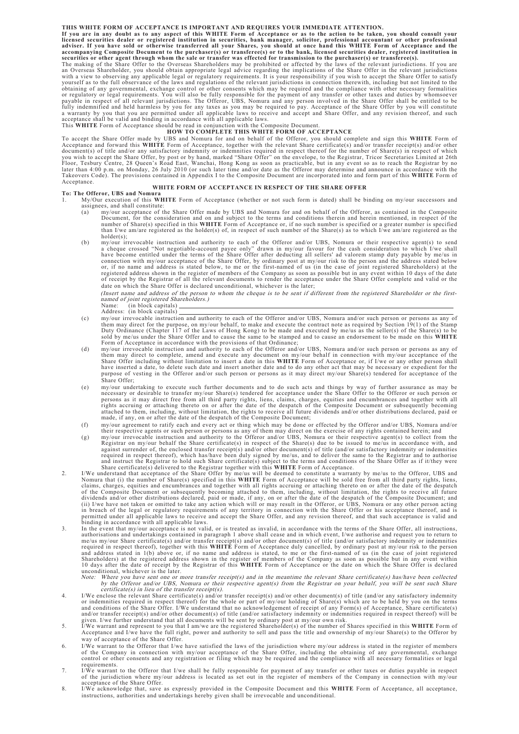**THIS WHITE FORM OF ACCEPTANCE IS IMPORTANT AND REQUIRES YOUR IMMEDIATE ATTENTION.**

**If you are in any doubt as to any aspect of this WHITE Form of Acceptance or as to the action to be taken, you should consult your licensed securities dealer or registered institution in securities, bank manager, solicitor, professional accountant or other professional adviser. If you have sold or otherwise transferred all your Shares, you should at once hand this WHITE Form of Acceptance and the accompanying Composite Document to the purchaser(s) or transferee(s) or to the bank, licensed securities dealer, registered institution in securities or other agent through whom the sale or transfer was effected for transmission to the purchaser(s) or transferee(s).**

The making of the Share Offer to the Overseas Shareholders may be prohibited or affected by the laws of the relevant jurisdictions. If you are an Overseas Shareholder, you should obtain appropriate legal advice regarding the implications of the Share Offer in the relevant jurisdictions with a view to observing any applicable legal or regulatory requirements. It is your responsibility if you wish to accept the Share Offer to satisfy yourself as to the full observance of the laws and regulations of the relevant jurisdictions in connection therewith, including but not limited to the obtaining of any governmental, exchange control or other consents which may be required and the compliance with other necessary formalities or regulatory or legal requirements. You will also be fully responsible for the payment of any transfer or other taxes and duties by whomsoever payable in respect of all relevant jurisdictions. The Offeror, UBS, Nomura and any person involved in the Share Offer shall be entitled to be fully indemnified and held harmless by you for any taxes as you may be required to pay. Acceptance of the Share Offer by you will constitute a warranty by you that you are permitted under all applicable laws to receive and accept and Share Offer, and any revision thereof, and such acceptance shall be valid and binding in accordance with all applicable laws.

This **WHITE** Form of Acceptance should be read in conjunction with the Composite Document.

## HOW TO COMPLETE THIS WHITE FORM OF ACCEPTANCE

To accept the Share Offer made by UBS and Nomura for and on behalf of the Offeror, you should complete and sign this **WHITE** Form of Acceptance and forward this **WHITE** Form of Acceptance, together with the relevant Share certificate(s) and/or transfer receipt(s) and/or other document(s) of title and/or any satisfactory indemnity or indemnities required in respect thereof for the number of Share(s) in respect of which you wish to accept the Share Offer, by post or by hand, marked "Share Offer" on the envelope, to the Registrar, Tricor Secretaries Limited at 26th Floor, Tesbury Centre, 28 Queen's Road East, Wanchai, Hong Kong as soon as practicable, but in any event so as to reach the Registrar by no later than 4:00 p.m. on Monday, 26 July 2010 (or such later time and/or date as the Offeror may determine and announce in accordance with the Takeovers Code). The provisions contained in Appendix I to the Composite Document are incorporated into and form part of this **WHITE** Form of Acceptance.

## WHITE FORM OF ACCEPTANCE IN RESPECT OF THE SHARE OFFER

**To: The Offeror, UBS and Nomura**

1. My/Our execution of this **WHITE** Form of Acceptance (whether or not such form is dated) shall be binding on my/our successors and assignees, and shall constitute:
   (a) my/our acceptance of the Share Offer made by UBS and Nomura for and on behalf of the Offeror, as contained in the Composite Document, for the consideration and on and subject to the terms and conditions therein and herein mentioned, in respect of the number of Share(s) specified in this **WHITE** Form of Acceptance or, if no such number is specified or a greater number is specified than I/we am/are registered as the holder(s) of, in respect of such number of the Share(s) as to which I/we am/are registered as the holder(s);
   (b) my/our irrevocable instruction and authority to each of the Offeror and/or UBS, Nomura or their respective agent(s) to send a cheque crossed "Not negotiable-account payee only" drawn in my/our favour for the cash consideration to which I/we shall have become entitled under the terms of the Share Offer after deducting all sellers' ad valorem stamp duty payable by me/us in connection with my/our acceptance of the Share Offer, by ordinary post at my/our risk to the person and the address stated below or, if no name and address is stated below, to me or the first-named of us (in the case of joint registered Shareholders) at the registered address shown in the register of members of the Company as soon as possible but in any event within 10 days of the date of receipt by the Registrar of all the relevant documents to render the acceptance under the Share Offer complete and valid or the date on which the Share Offer is declared unconditional, whichever is the later;

      *(Insert name and address of the person to whom the cheque is to be sent if different from the registered Shareholder or the first-named of joint registered Shareholders.)*

      Name: (in block capitals) ____________________

      Address: (in block capitals) ____________________
   (c) my/our irrevocable instruction and authority to each of the Offeror and/or UBS, Nomura and/or such person or persons as any of them may direct for the purpose, on my/our behalf, to make and execute the contract note as required by Section 19(1) of the Stamp Duty Ordinance (Chapter 117 of the Laws of Hong Kong) to be made and executed by me/us as the seller(s) of the Share(s) to be sold by me/us under the Share Offer and to cause the same to be stamped and to cause an endorsement to be made on this **WHITE** Form of Acceptance in accordance with the provisions of that Ordinance;
   (d) my/our irrevocable instruction and authority to each of the Offeror and/or UBS, Nomura and/or such person or persons as any of them may direct to complete, amend and execute any document on my/our behalf in connection with my/our acceptance of the Share Offer including without limitation to insert a date in this **WHITE** Form of Acceptance or, if I/we or any other person shall have inserted a date, to delete such date and insert another date and to do any other act that may be necessary or expedient for the purpose of vesting in the Offeror and/or such person or persons as it may direct my/our Share(s) tendered for acceptance of the Share Offer;
   (e) my/our undertaking to execute such further documents and to do such acts and things by way of further assurance as may be necessary or desirable to transfer my/our Share(s) tendered for acceptance under the Share Offer to the Offeror or such person or persons as it may direct free from all third party rights, liens, claims, charges, equities and encumbrances and together with all rights accruing or attaching thereto on or after the date of the despatch of the Composite Document or subsequently becoming attached to them, including, without limitation, the rights to receive all future dividends and/or other distributions declared, paid or made, if any, on or after the date of the despatch of the Composite Document;
   (f) my/our agreement to ratify each and every act or thing which may be done or effected by the Offeror and/or UBS, Nomura and/or their respective agents or such person or persons as any of them may direct on the exercise of any rights contained herein; and
   (g) my/our irrevocable instruction and authority to the Offeror and/or UBS, Nomura or their respective agent(s) to collect from the Registrar on my/our behalf the Share certificate(s) in respect of the Share(s) due to be issued to me/us in accordance with, and against surrender of, the enclosed transfer receipt(s) and/or other document(s) of title (and/or satisfactory indemnity or indemnities required in respect thereof), which has/have been duly signed by me/us, and to deliver the same to the Registrar and to authorise and instruct the Registrar to hold such Share certificate(s) subject to the terms and conditions of the Share Offer as if it/they were Share certificate(s) delivered to the Registrar together with this **WHITE** Form of Acceptance.
2. I/We understand that acceptance of the Share Offer by me/us will be deemed to constitute a warranty by me/us to the Offeror, UBS and Nomura that (i) the number of Share(s) specified in this **WHITE** Form of Acceptance will be sold free from all third party rights, liens, claims, charges, equities and encumbrances and together with all rights accruing or attaching thereto on or after the date of the despatch of the Composite Document or subsequently becoming attached to them, including, without limitation, the rights to receive all future dividends and/or other distributions declared, paid or made, if any, on or after the date of the despatch of the Composite Document; and (ii) I/we have not taken or omitted to take any action which will or may result in the Offeror, or UBS, Nomura or any other person acting in breach of the legal or regulatory requirements of any territory in connection with the Share Offer or his acceptance thereof, and is permitted under all applicable laws to receive and accept the Share Offer, and any revision thereof, and that such acceptance is valid and binding in accordance with all applicable laws.
3. In the event that my/our acceptance is not valid, or is treated as invalid, in accordance with the terms of the Share Offer, all instructions, authorisations and undertakings contained in paragraph 1 above shall cease and in which event, I/we authorise and request you to return to me/us my/our Share certificate(s) and/or transfer receipt(s) and/or other document(s) of title (and/or satisfactory indemnity or indemnities required in respect thereof), together with this **WHITE** Form of Acceptance duly cancelled, by ordinary post at my/our risk to the person and address stated in 1(b) above or, if no name and address is stated, to me or the first-named of us (in the case of joint registered Shareholders) at the registered address shown in the register of members of the Company as soon as possible but in any event within 10 days after the date of receipt by the Registrar of this **WHITE** Form of Acceptance or the date on which the Share Offer is declared unconditional, whichever is the later.

   *Note: Where you have sent one or more transfer receipt(s) and in the meantime the relevant Share certificate(s) has/have been collected by the Offeror and/or UBS, Nomura or their respective agent(s) from the Registrar on your behalf, you will be sent such Share certificate(s) in lieu of the transfer receipt(s).*
4. I/We enclose the relevant Share certificate(s) and/or transfer receipt(s) and/or other document(s) of title (and/or any satisfactory indemnity or indemnities required in respect thereof) for the whole or part of my/our holding of Share(s) which are to be held by you on the terms and conditions of the Share Offer. I/We understand that no acknowledgement of receipt of any Form(s) of Acceptance, Share certificate(s) and/or transfer receipt(s) and/or other document(s) of title (and/or satisfactory indemnity or indemnities required in respect thereof) will be given. I/We further understand that all documents will be sent by ordinary post at my/our own risk.
5. I/We warrant and represent to you that I am/we are the registered Shareholder(s) of the number of Shares specified in this **WHITE** Form of Acceptance and I/we have the full right, power and authority to sell and pass the title and ownership of my/our Share(s) to the Offeror by way of acceptance of the Share Offer.
6. I/We warrant to the Offeror that I/we have satisfied the laws of the jurisdiction where my/our address is stated in the register of members of the Company in connection with my/our acceptance of the Share Offer, including the obtaining of any governmental, exchange control or other consents and any registration or filing which may be required and the compliance with all necessary formalities or legal requirements.
7. I/We warrant to the Offeror that I/we shall be fully responsible for payment of any transfer or other taxes or duties payable in respect of the jurisdiction where my/our address is located as set out in the register of members of the Company in connection with my/our acceptance of the Share Offer.
8. I/We acknowledge that, save as expressly provided in the Composite Document and this **WHITE** Form of Acceptance, all acceptance, instructions, authorities and undertakings hereby given shall be irrevocable and unconditional.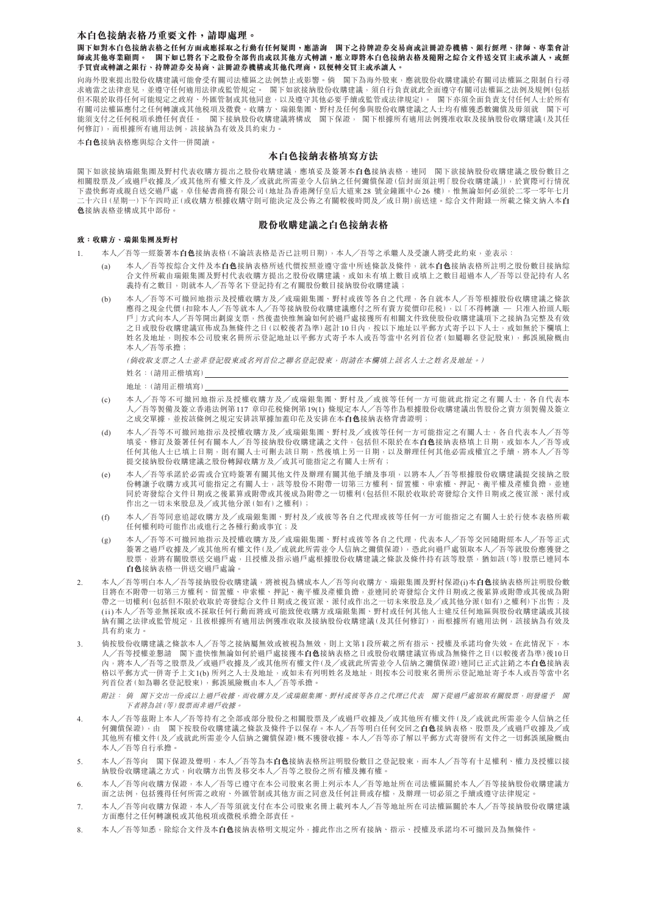**本白色接納表格乃重要文件，請即處理。**

**閣下如對本白色接納表格之任何方面或應採取之行動有任何疑問，應諮詢　閣下之持牌證券交易商或註冊證券機構、銀行經理、律師、專業會計師或其他專業顧問。　閣下如已將名下之股份全部售出或以其他方式轉讓，應立即將本白色接納表格及隨附之綜合文件送交買主或承讓人，或經手買賣或轉讓之銀行、持牌證券交易商、註冊證券機構或其他代理商，以便轉交買主或承讓人。**

向海外股東提出股份收購建議可能會受有關司法權區之法例禁止或影響。倘　閣下為海外股東，應就股份收購建議於有關司法權區之限制自行尋求適當之法律意見，並遵守任何適用法律或監管規定。　閣下如欲接納股份收購建議，須自行負責就此全面遵守有關司法權區之法例及規例（包括但不限於取得任何可能規定之政府、外匯管制或其他同意，以及遵守其他必要手續或監管或法律規定）。　閣下亦須全面負責支付任何人士於所有有關司法權區應付之任何轉讓或其他稅項及徵費。收購方、瑞銀集團、野村及任何參與股份收購建議之人士均有權獲悉數彌償及毋須就　閣下可能須支付之任何稅項承擔任何責任。　閣下接納股份收購建議將構成　閣下保證，　閣下根據所有適用法例獲准收取及接納股份收購建議（及其任何修訂），而根據所有適用法例，該接納為有效及具約束力。

本**白色**接納表格應與綜合文件一併閱讀。

## 本白色接納表格填寫方法

閣下如欲接納瑞銀集團及野村代表收購方提出之股份收購建議，應填妥及簽署本**白色**接納表格，連同　閣下欲接納股份收購建議之股份數目之相關股票及／或過戶收據及／或其他所有權文件及／或就此所需並令人信納之任何彌償保證（信封面須註明「股份收購建議」），於實際可行情況下盡快郵寄或親自送交過戶處，卓佳秘書商務有限公司（地址為香港灣仔皇后大道東28 號金鐘匯中心26 樓），惟無論如何必須於二零一零年七月二十六日（星期一）下午四時正（或收購方根據收購守則可能決定及公佈之有關較後時間及／或日期）前送達。綜合文件附錄一所載之條文納入本**白色**接納表格並構成其中部份。

## 股份收購建議之白色接納表格

**致：收購方、瑞銀集團及野村**

1. 本人／吾等一經簽署本**白色**接納表格（不論該表格是否已註明日期），本人／吾等之承繼人及受讓人將受此約束，並表示：

   (a) 本人／吾等按綜合文件及本**白色**接納表格所述代價按照並遵守當中所述條款及條件，就本**白色**接納表格所註明之股份數目接納綜合文件所載由瑞銀集團及野村代表收購方提出之股份收購建議，或如未有填上數目或填上之數目超過本人／吾等以登記持有人名義持有之數目，則就本人／吾等名下登記持有之有關股份數目接納股份收購建議；

   (b) 本人／吾等不可撤回地指示及授權收購方及／或瑞銀集團、野村或彼等各自之代理，各自就本人／吾等根據股份收購建議之條款應得之現金代價（扣除本人／吾等就本人／吾等接納股份收購建議應付之所有賣方從價印花稅），以「不得轉讓 — 只准入抬頭人賬戶」方式向本人／吾等開出劃線支票，然後盡快惟無論如何於過戶處接獲所有相關文件致使股份收購建議項下之接納為完整及有效之日或股份收購建議宣佈成為無條件之日（以較後者為準）起計10 日內，按以下地址以平郵方式寄予以下人士，或如無於下欄填上姓名及地址，則按本公司股東名冊所示登記地址以平郵方式寄予本人或吾等當中名列首位者（如屬聯名登記股東），郵誤風險概由本人／吾等承擔；

   *（倘收取支票之人士並非登記股東或名列首位之聯名登記股東，則請在本欄填上該名人士之姓名及地址。）*

   姓名：（請用正楷填寫）

   地址：（請用正楷填寫）

   (c) 本人／吾等不可撤回地指示及授權收購方及／或瑞銀集團、野村及／或彼等任何一方可能就此指定之有關人士，各自代表本人／吾等製備及簽立香港法例第117 章印花稅條例第19(1) 條規定本人／吾等作為根據股份收購建議出售股份之賣方須製備及簽立之成交單據，並按該條例之規定安排該單據加蓋印花及安排在本**白色**接納表格背書證明；

   (d) 本人／吾等不可撤回地指示及授權收購方及／或瑞銀集團、野村及／或彼等任何一方可能指定之有關人士，各自代表本人／吾等填妥、修訂及簽署任何有關本人／吾等接納股份收購建議之文件，包括但不限於在本**白色**接納表格填上日期，或如本人／吾等或任何其他人士已填上日期，則有關人士可刪去該日期，然後填上另一日期，以及辦理任何其他必需或權宜之手續，將本人／吾等提交接納股份收購建議之股份轉歸收購方及／或其可能指定之有關人士所有；

   (e) 本人／吾等承諾於必需或合宜時簽署有關其他文件及辦理有關其他手續及事項，以將本人／吾等根據股份收購建議提交接納之股份轉讓予收購方或其可能指定之有關人士，該等股份不附帶一切第三方權利、留置權、申索權、押記、衡平權及產權負擔，並連同於寄發綜合文件日期或之後累算或附帶或其後成為附帶之一切權利（包括但不限於收取於寄發綜合文件日期或之後宣派、派付或作出之一切未來股息及／或其他分派（如有）之權利）；

   (f) 本人／吾等同意追認收購方及／或瑞銀集團、野村及／或彼等各自之代理或彼等任何一方可能指定之有關人士於行使本表格所載任何權利時可能作出或進行之各種行動或事宜；及

   (g) 本人／吾等不可撤回地指示及授權收購方及／或瑞銀集團、野村或彼等各自之代理，代表本人／吾等交回隨附經本人／吾等正式簽署之過戶收據及／或其他所有權文件（及／或就此所需並令人信納之彌償保證），憑此向過戶處領取本人／吾等就股份應獲發之股票，並將有關股票送交過戶處，且授權及指示過戶處根據股份收購建議之條款及條件持有該等股票，猶如該（等）股票已連同本**白色**接納表格一併送交過戶處論。

2. 本人／吾等明白本人／吾等接納股份收購建議，將被視為構成本人／吾等向收購方、瑞銀集團及野村保證(i)本**白色**接納表格所註明股份數目將在不附帶一切第三方權利、留置權、申索權、押記、衡平權及產權負擔，並連同於寄發綜合文件日期或之後累算或附帶或其後成為附帶之一切權利（包括但不限於收取於寄發綜合文件日期或之後宣派、派付或作出之一切未來股息及／或其他分派（如有）之權利）下出售；及(ii)本人／吾等並無採取或不採取任何行動而將或可能致使收購方或瑞銀集團、野村或任何其他人士違反任何地區與股份收購建議或其接納有關之法律或監管規定，且彼根據所有適用法例獲准收取及接納股份收購建議（及其任何修訂），而根據所有適用法例，該接納為有效及具有約束力。

3. 倘按股份收購建議之條款本人／吾等之接納屬無效或被視為無效，則上文第1段所載之所有指示、授權及承諾均會失效。在此情況下，本人／吾等授權並懇請　閣下盡快惟無論如何於過戶處接獲本**白色**接納表格之日或股份收購建議宣佈成為無條件之日（以較後者為準）後10日內，將本人／吾等之股票及／或過戶收據及／或其他所有權文件（及／或就此所需並令人信納之彌償保證）連同已正式註銷之本**白色**接納表格以平郵方式一併寄予上文1(b) 所列之人士及地址，或如未有列明姓名及地址，則按本公司股東名冊所示登記地址寄予本人或吾等當中名列首位者（如為聯名登記股東），郵誤風險概由本人／吾等承擔。

   *附註：倘　閣下交出一份或以上過戶收據，而收購方及／或瑞銀集團、野村或彼等各自之代理已代表　閣下從過戶處領取有關股票，則發還予　閣下者將為該（等）股票而非過戶收據。*

4. 本人／吾等茲附上本人／吾等持有之全部或部分股份之相關股票及／或過戶收據及／或其他所有權文件（及／或就此所需並令人信納之任何彌償保證），由　閣下按股份收購建議之條款及條件予以保存。本人／吾等明白任何交回之**白色**接納表格、股票及／或過戶收據及／或其他所有權文件（及／或就此所需並令人信納之彌償保證）概不獲發收據。本人／吾等亦了解以平郵方式寄發所有文件之一切郵誤風險概由本人／吾等自行承擔。

5. 本人／吾等向　閣下保證及聲明，本人／吾等為本**白色**接納表格所註明股份數目之登記股東，而本人／吾等有十足權利、權力及授權以接納股份收購建議之方式，向收購方出售及移交本人／吾等之股份之所有權及擁有權。

6. 本人／吾等向收購方保證，本人／吾等已遵守在本公司股東名冊上列示本人／吾等地址所在司法權區關於本人／吾等接納股份收購建議方面之法例，包括獲得任何所需之政府、外匯管制或其他方面之同意及任何註冊或存檔，及辦理一切必須之手續或遵守法律規定。

7. 本人／吾等向收購方保證，本人／吾等須就支付在本公司股東名冊上載列本人／吾等地址所在司法權區關於本人／吾等接納股份收購建議方面應付之任何轉讓稅或其他稅項或徵稅承擔全部責任。

8. 本人／吾等知悉，除綜合文件及本**白色**接納表格明文規定外，據此作出之所有接納、指示、授權及承諾均不可撤回及為無條件。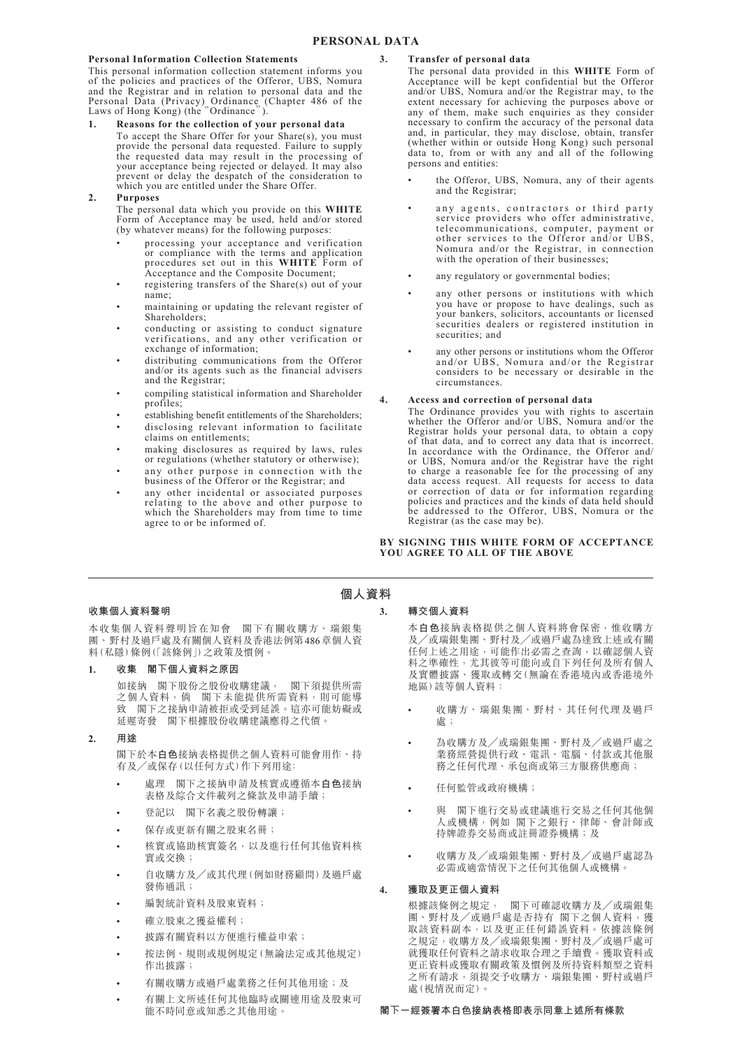# PERSONAL DATA

**Personal Information Collection Statements**

This personal information collection statement informs you of the policies and practices of the Offeror, UBS, Nomura and the Registrar and in relation to personal data and the Personal Data (Privacy) Ordinance (Chapter 486 of the Laws of Hong Kong) (the "Ordinance").

**1. Reasons for the collection of your personal data**

To accept the Share Offer for your Share(s), you must provide the personal data requested. Failure to supply the requested data may result in the processing of your acceptance being rejected or delayed. It may also prevent or delay the despatch of the consideration to which you are entitled under the Share Offer.

**2. Purposes**

The personal data which you provide on this **WHITE** Form of Acceptance may be used, held and/or stored (by whatever means) for the following purposes:

- processing your acceptance and verification or compliance with the terms and application procedures set out in this **WHITE** Form of Acceptance and the Composite Document;
- registering transfers of the Share(s) out of your name;
- maintaining or updating the relevant register of Shareholders;
- conducting or assisting to conduct signature verifications, and any other verification or exchange of information;
- distributing communications from the Offeror and/or its agents such as the financial advisers and the Registrar;
- compiling statistical information and Shareholder profiles;
- establishing benefit entitlements of the Shareholders;
- disclosing relevant information to facilitate claims on entitlements;
- making disclosures as required by laws, rules or regulations (whether statutory or otherwise);
- any other purpose in connection with the business of the Offeror or the Registrar; and
- any other incidental or associated purposes relating to the above and other purpose to which the Shareholders may from time to time agree to or be informed of.

**3. Transfer of personal data**

The personal data provided in this **WHITE** Form of Acceptance will be kept confidential but the Offeror and/or UBS, Nomura and/or the Registrar may, to the extent necessary for achieving the purposes above or any of them, make such enquiries as they consider necessary to confirm the accuracy of the personal data and, in particular, they may disclose, obtain, transfer (whether within or outside Hong Kong) such personal data to, from or with any and all of the following persons and entities:

- the Offeror, UBS, Nomura, any of their agents and the Registrar;
- any agents, contractors or third party service providers who offer administrative, telecommunications, computer, payment or other services to the Offeror and/or UBS, Nomura and/or the Registrar, in connection with the operation of their businesses;
- any regulatory or governmental bodies;
- any other persons or institutions with which you have or propose to have dealings, such as your bankers, solicitors, accountants or licensed securities dealers or registered institution in securities; and
- any other persons or institutions whom the Offeror and/or UBS, Nomura and/or the Registrar considers to be necessary or desirable in the circumstances.

**4. Access and correction of personal data**

The Ordinance provides you with rights to ascertain whether the Offeror and/or UBS, Nomura and/or the Registrar holds your personal data, to obtain a copy of that data, and to correct any data that is incorrect. In accordance with the Ordinance, the Offeror and/or UBS, Nomura and/or the Registrar have the right to charge a reasonable fee for the processing of any data access request. All requests for access to data or correction of data or for information regarding policies and practices and the kinds of data held should be addressed to the Offeror, UBS, Nomura or the Registrar (as the case may be).

**BY SIGNING THIS WHITE FORM OF ACCEPTANCE YOU AGREE TO ALL OF THE ABOVE**

# 個人資料

**收集個人資料聲明**

本收集個人資料聲明旨在知會　閣下有關收購方、瑞銀集團、野村及過戶處及有關個人資料及香港法例第486章個人資料(私隱)條例(「該條例」)之政策及慣例。

**1. 收集　閣下個人資料之原因**

如接納　閣下股份之股份收購建議，　閣下須提供所需之個人資料，倘　閣下未能提供所需資料，則可能導致　閣下之接納申請被拒或受到延誤。這亦可能妨礙或延遲寄發　閣下根據股份收購建議應得之代價。

**2. 用途**

閣下於本**白色**接納表格提供之個人資料可能會用作、持有及／或保存(以任何方式)作下列用途：

- 處理　閣下之接納申請及核實或遵循本**白色**接納表格及綜合文件載列之條款及申請手續；
- 登記以　閣下名義之股份轉讓；
- 保存或更新有關之股東名冊；
- 核實或協助核實簽名，以及進行任何其他資料核實或交換；
- 自收購方及／或其代理(例如財務顧問)及過戶處發佈通訊；
- 編製統計資料及股東資料；
- 確立股東之獲益權利；
- 披露有關資料以方便進行權益申索；
- 按法例、規則或規例規定(無論法定或其他規定)作出披露；
- 有關收購方或過戶處業務之任何其他用途；及
- 有關上文所述任何其他臨時或關連用途及股東可能不時同意或知悉之其他用途。

**3. 轉交個人資料**

本**白色**接納表格提供之個人資料將會保密，惟收購方及／或瑞銀集團、野村及／或過戶處為達致上述或有關任何上述之用途，可能作出必需之查詢，以確認個人資料之準確性，尤其彼等可能向或自下列任何及所有個人及實體披露、獲取或轉交(無論在香港境內或香港境外地區)該等個人資料：

- 收購方、瑞銀集團、野村、其任何代理及過戶處；
- 為收購方及／或瑞銀集團、野村及／或過戶處之業務經營提供行政、電訊、電腦、付款或其他服務之任何代理、承包商或第三方服務供應商；
- 任何監管或政府機構；
- 與　閣下進行交易或建議進行交易之任何其他個人或機構，例如 閣下之銀行、律師、會計師或持牌證券交易商或註冊證券機構；及
- 收購方及／或瑞銀集團、野村及／或過戶處認為必需或適當情況下之任何其他個人或機構。

**4. 獲取及更正個人資料**

根據該條例之規定，　閣下可確認收購方及／或瑞銀集團、野村及／或過戶處是否持有 閣下之個人資料，獲取該資料副本，以及更正任何錯誤資料。依據該條例之規定，收購方及／或瑞銀集團、野村及／或過戶處可就獲取任何資料之請求收取合理之手續費。獲取資料或更正資料或獲取有關政策及慣例及所持資料類型之資料之所有請求，須提交予收購方、瑞銀集團、野村或過戶處(視情況而定)。

**閣下一經簽署本白色接納表格即表示同意上述所有條款**